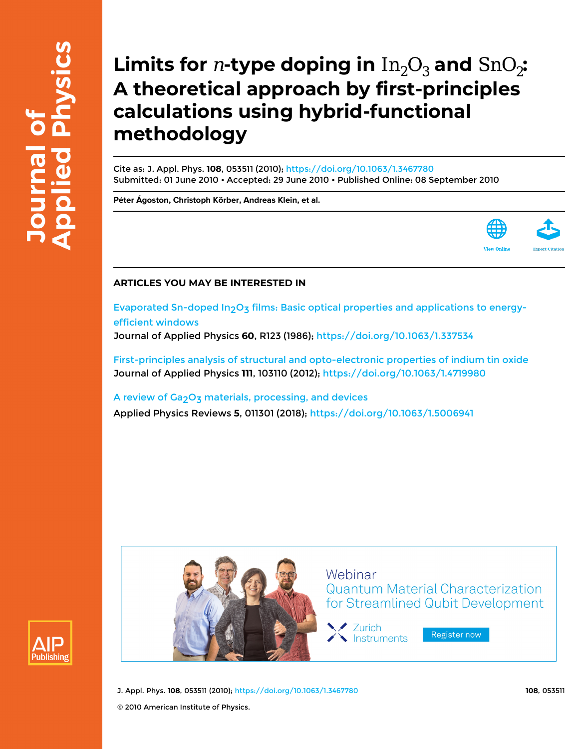# Limits for $n$-type doping in $In_2O_3$ and $SnO_2$: A theoretical approach by first-principles calculations using hybrid-functional methodology

Cite as: J. Appl. Phys. **108**, 053511 (2010); https://doi.org/10.1063/1.3467780
Submitted: 01 June 2010 • Accepted: 29 June 2010 • Published Online: 08 September 2010

**Péter Ágoston, Christoph Körber, Andreas Klein, et al.**

View Online

Export Citation

## ARTICLES YOU MAY BE INTERESTED IN

Evaporated Sn-doped $In_2O_3$ films: Basic optical properties and applications to energy-efficient windows
Journal of Applied Physics **60**, R123 (1986); https://doi.org/10.1063/1.337534

First-principles analysis of structural and opto-electronic properties of indium tin oxide
Journal of Applied Physics **111**, 103110 (2012); https://doi.org/10.1063/1.4719980

A review of $Ga_2O_3$ materials, processing, and devices
Applied Physics Reviews **5**, 011301 (2018); https://doi.org/10.1063/1.5006941

© 2010 American Institute of Physics.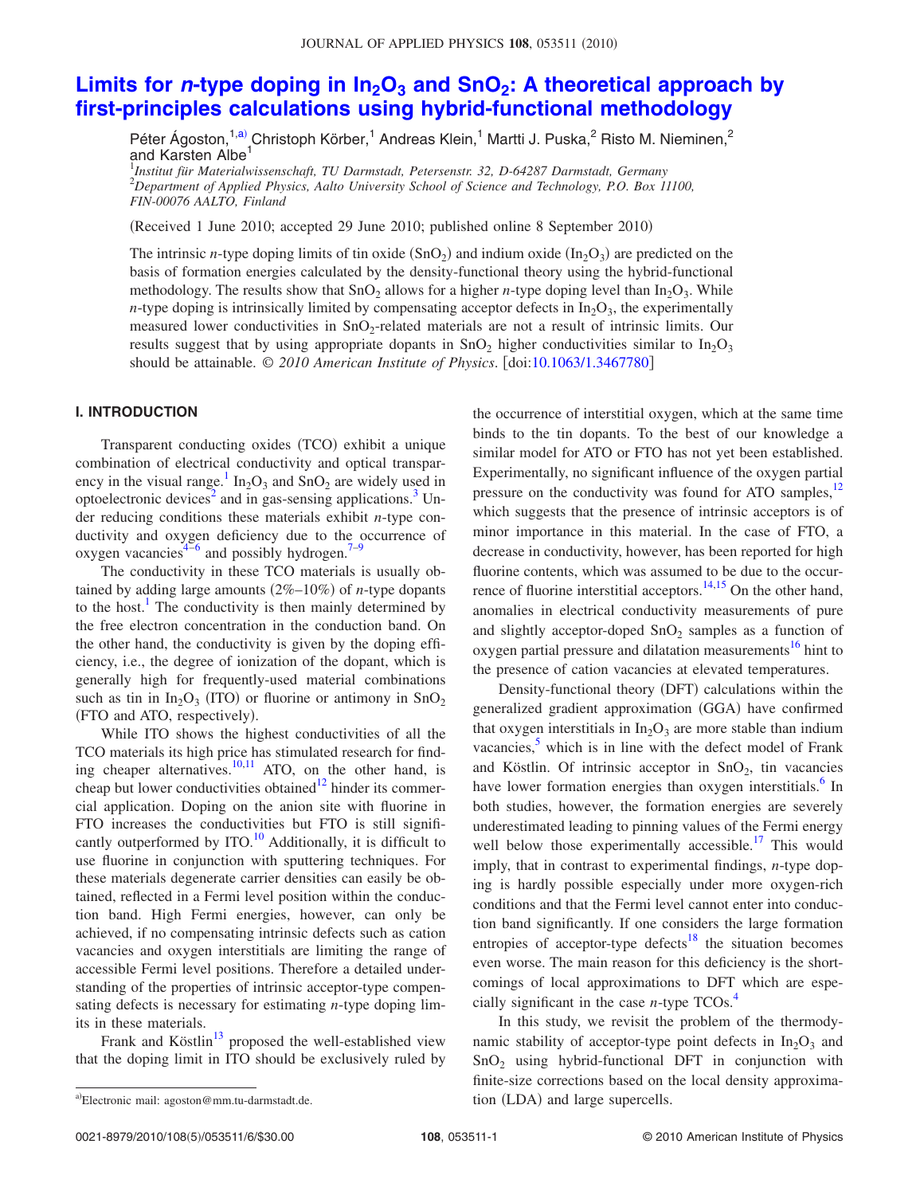# Limits for $n$-type doping in $In_2O_3$ and $SnO_2$: A theoretical approach by first-principles calculations using hybrid-functional methodology

Péter Ágoston,[1,a)] Christoph Körber,[1] Andreas Klein,[1] Martti J. Puska,[2] Risto M. Nieminen,[2] and Karsten Albe[1]

[1]*Institut für Materialwissenschaft, TU Darmstadt, Petersenstr. 32, D-64287 Darmstadt, Germany*
[2]*Department of Applied Physics, Aalto University School of Science and Technology, P.O. Box 11100, FIN-00076 AALTO, Finland*

(Received 1 June 2010; accepted 29 June 2010; published online 8 September 2010)

The intrinsic $n$-type doping limits of tin oxide ($SnO_2$) and indium oxide ($In_2O_3$) are predicted on the basis of formation energies calculated by the density-functional theory using the hybrid-functional methodology. The results show that $SnO_2$ allows for a higher $n$-type doping level than $In_2O_3$. While $n$-type doping is intrinsically limited by compensating acceptor defects in $In_2O_3$, the experimentally measured lower conductivities in $SnO_2$-related materials are not a result of intrinsic limits. Our results suggest that by using appropriate dopants in $SnO_2$ higher conductivities similar to $In_2O_3$ should be attainable. © *2010 American Institute of Physics*. [doi:10.1063/1.3467780]

## I. INTRODUCTION

Transparent conducting oxides (TCO) exhibit a unique combination of electrical conductivity and optical transparency in the visual range.[1] $In_2O_3$ and $SnO_2$ are widely used in optoelectronic devices[2] and in gas-sensing applications.[3] Under reducing conditions these materials exhibit $n$-type conductivity and oxygen deficiency due to the occurrence of oxygen vacancies[4–6] and possibly hydrogen.[7–9]

The conductivity in these TCO materials is usually obtained by adding large amounts (2%–10%) of $n$-type dopants to the host.[1] The conductivity is then mainly determined by the free electron concentration in the conduction band. On the other hand, the conductivity is given by the doping efficiency, i.e., the degree of ionization of the dopant, which is generally high for frequently-used material combinations such as tin in $In_2O_3$ (ITO) or fluorine or antimony in $SnO_2$ (FTO and ATO, respectively).

While ITO shows the highest conductivities of all the TCO materials its high price has stimulated research for finding cheaper alternatives.[10,11] ATO, on the other hand, is cheap but lower conductivities obtained[12] hinder its commercial application. Doping on the anion site with fluorine in FTO increases the conductivities but FTO is still significantly outperformed by ITO.[10] Additionally, it is difficult to use fluorine in conjunction with sputtering techniques. For these materials degenerate carrier densities can easily be obtained, reflected in a Fermi level position within the conduction band. High Fermi energies, however, can only be achieved, if no compensating intrinsic defects such as cation vacancies and oxygen interstitials are limiting the range of accessible Fermi level positions. Therefore a detailed understanding of the properties of intrinsic acceptor-type compensating defects is necessary for estimating $n$-type doping limits in these materials.

Frank and Köstlin[13] proposed the well-established view that the doping limit in ITO should be exclusively ruled by the occurrence of interstitial oxygen, which at the same time binds to the tin dopants. To the best of our knowledge a similar model for ATO or FTO has not yet been established. Experimentally, no significant influence of the oxygen partial pressure on the conductivity was found for ATO samples,[12] which suggests that the presence of intrinsic acceptors is of minor importance in this material. In the case of FTO, a decrease in conductivity, however, has been reported for high fluorine contents, which was assumed to be due to the occurrence of fluorine interstitial acceptors.[14,15] On the other hand, anomalies in electrical conductivity measurements of pure and slightly acceptor-doped $SnO_2$ samples as a function of oxygen partial pressure and dilatation measurements[16] hint to the presence of cation vacancies at elevated temperatures.

Density-functional theory (DFT) calculations within the generalized gradient approximation (GGA) have confirmed that oxygen interstitials in $In_2O_3$ are more stable than indium vacancies,[5] which is in line with the defect model of Frank and Köstlin. Of intrinsic acceptor in $SnO_2$, tin vacancies have lower formation energies than oxygen interstitials.[6] In both studies, however, the formation energies are severely underestimated leading to pinning values of the Fermi energy well below those experimentally accessible.[17] This would imply, that in contrast to experimental findings, $n$-type doping is hardly possible especially under more oxygen-rich conditions and that the Fermi level cannot enter into conduction band significantly. If one considers the large formation entropies of acceptor-type defects[18] the situation becomes even worse. The main reason for this deficiency is the shortcomings of local approximations to DFT which are especially significant in the case $n$-type TCOs.[4]

In this study, we revisit the problem of the thermodynamic stability of acceptor-type point defects in $In_2O_3$ and $SnO_2$ using hybrid-functional DFT in conjunction with finite-size corrections based on the local density approximation (LDA) and large supercells.

[a)]Electronic mail: agoston@mm.tu-darmstadt.de.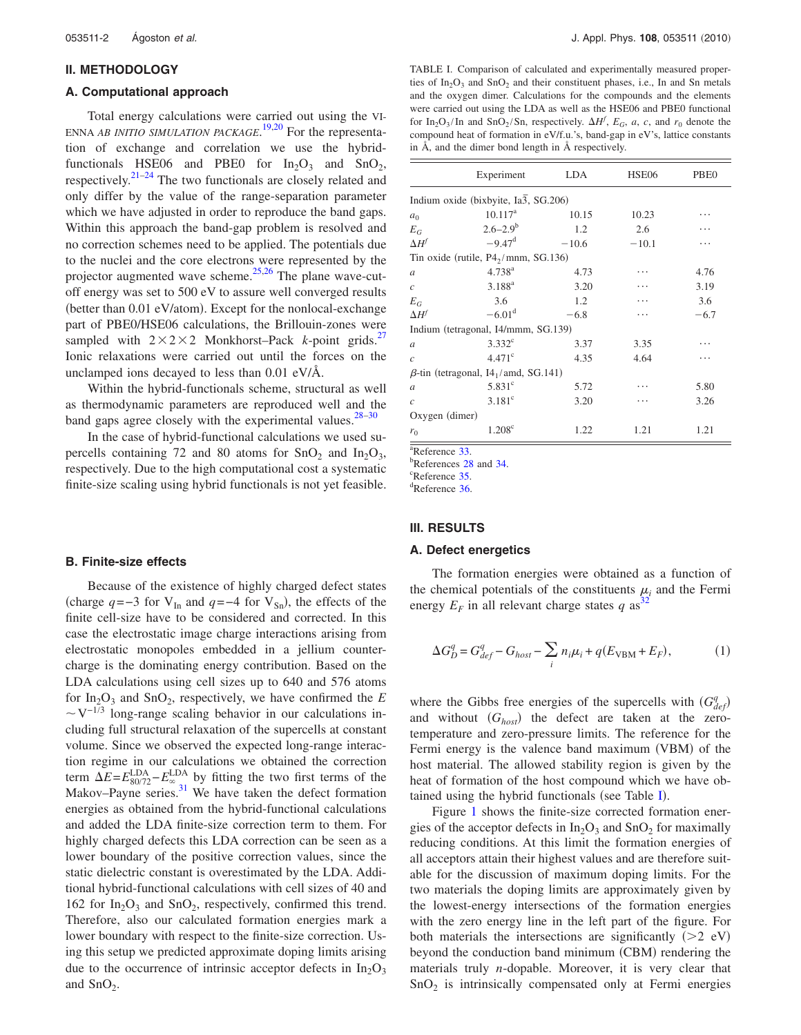## II. METHODOLOGY

### A. Computational approach

Total energy calculations were carried out using the VIENNA *AB INITIO SIMULATION PACKAGE*.[19,20] For the representation of exchange and correlation we use the hybrid-functionals HSE06 and PBE0 for $In_2O_3$ and $SnO_2$, respectively.[21–24] The two functionals are closely related and only differ by the value of the range-separation parameter which we have adjusted in order to reproduce the band gaps. Within this approach the band-gap problem is resolved and no correction schemes need to be applied. The potentials due to the nuclei and the core electrons were represented by the projector augmented wave scheme.[25,26] The plane wave-cutoff energy was set to 500 eV to assure well converged results (better than 0.01 eV/atom). Except for the nonlocal-exchange part of PBE0/HSE06 calculations, the Brillouin-zones were sampled with $2\times2\times2$ Monkhorst–Pack *k*-point grids.[27] Ionic relaxations were carried out until the forces on the unclamped ions decayed to less than 0.01 eV/Å.

Within the hybrid-functionals scheme, structural as well as thermodynamic parameters are reproduced well and the band gaps agree closely with the experimental values.[28–30]

In the case of hybrid-functional calculations we used supercells containing 72 and 80 atoms for $SnO_2$ and $In_2O_3$, respectively. Due to the high computational cost a systematic finite-size scaling using hybrid functionals is not yet feasible.

### B. Finite-size effects

Because of the existence of highly charged defect states (charge $q=-3$ for $V_{In}$ and $q=-4$ for $V_{Sn}$), the effects of the finite cell-size have to be considered and corrected. In this case the electrostatic image charge interactions arising from electrostatic monopoles embedded in a jellium countercharge is the dominating energy contribution. Based on the LDA calculations using cell sizes up to 640 and 576 atoms for $In_2O_3$ and $SnO_2$, respectively, we have confirmed the $E\sim V^{-1/3}$ long-range scaling behavior in our calculations including full structural relaxation of the supercells at constant volume. Since we observed the expected long-range interaction regime in our calculations we obtained the correction term $\Delta E = E^{\mathrm{LDA}}_{80/72} - E^{\mathrm{LDA}}_{\infty}$ by fitting the two first terms of the Makov–Payne series.[31] We have taken the defect formation energies as obtained from the hybrid-functional calculations and added the LDA finite-size correction term to them. For highly charged defects this LDA correction can be seen as a lower boundary of the positive correction values, since the static dielectric constant is overestimated by the LDA. Additional hybrid-functional calculations with cell sizes of 40 and 162 for $In_2O_3$ and $SnO_2$, respectively, confirmed this trend. Therefore, also our calculated formation energies mark a lower boundary with respect to the finite-size correction. Using this setup we predicted approximate doping limits arising due to the occurrence of intrinsic acceptor defects in $In_2O_3$ and $SnO_2$.

TABLE I. Comparison of calculated and experimentally measured properties of $In_2O_3$ and $SnO_2$ and their constituent phases, i.e., In and Sn metals and the oxygen dimer. Calculations for the compounds and the elements were carried out using the LDA as well as the HSE06 and PBE0 functional for $In_2O_3$/In and $SnO_2$/Sn, respectively. $\Delta H^f$, $E_G$, $a$, $c$, and $r_0$ denote the compound heat of formation in eV/f.u.'s, band-gap in eV's, lattice constants in Å, and the dimer bond length in Å respectively.

| | Experiment | LDA | HSE06 | PBE0 |
|---|---|---|---|---|
| Indium oxide (bixbyite, $Ia\bar{3}$, SG.206) | | | | |
| $a_0$ | 10.117[a] | 10.15 | 10.23 | ⋯ |
| $E_G$ | 2.6–2.9[b] | 1.2 | 2.6 | ⋯ |
| $\Delta H^f$ | −9.47[d] | −10.6 | −10.1 | ⋯ |
| Tin oxide (rutile, $P4_2/mnm$, SG.136) | | | | |
| $a$ | 4.738[a] | 4.73 | ⋯ | 4.76 |
| $c$ | 3.188[a] | 3.20 | ⋯ | 3.19 |
| $E_G$ | 3.6 | 1.2 | ⋯ | 3.6 |
| $\Delta H^f$ | −6.01[d] | −6.8 | ⋯ | −6.7 |
| Indium (tetragonal, I4/mmm, SG.139) | | | | |
| $a$ | 3.332[c] | 3.37 | 3.35 | ⋯ |
| $c$ | 4.471[c] | 4.35 | 4.64 | ⋯ |
| β-tin (tetragonal, $I4_1$/amd, SG.141) | | | | |
| $a$ | 5.831[c] | 5.72 | ⋯ | 5.80 |
| $c$ | 3.181[c] | 3.20 | ⋯ | 3.26 |
| Oxygen (dimer) | | | | |
| $r_0$ | 1.208[c] | 1.22 | 1.21 | 1.21 |

[a]Reference 33.
[b]References 28 and 34.
[c]Reference 35.
[d]Reference 36.

## III. RESULTS

### A. Defect energetics

The formation energies were obtained as a function of the chemical potentials of the constituents $\mu_i$ and the Fermi energy $E_F$ in all relevant charge states $q$ as[32]

$$\Delta G_D^q = G_{def}^q - G_{host} - \sum_i n_i\mu_i + q(E_{\mathrm{VBM}} + E_F), \qquad (1)$$

where the Gibbs free energies of the supercells with ($G^q_{def}$) and without ($G_{host}$) the defect are taken at the zero-temperature and zero-pressure limits. The reference for the Fermi energy is the valence band maximum (VBM) of the host material. The allowed stability region is given by the heat of formation of the host compound which we have obtained using the hybrid functionals (see Table I).

Figure 1 shows the finite-size corrected formation energies of the acceptor defects in $In_2O_3$ and $SnO_2$ for maximally reducing conditions. At this limit the formation energies of all acceptors attain their highest values and are therefore suitable for the discussion of maximum doping limits. For the two materials the doping limits are approximately given by the lowest-energy intersections of the formation energies with the zero energy line in the left part of the figure. For both materials the intersections are significantly (>2 eV) beyond the conduction band minimum (CBM) rendering the materials truly *n*-dopable. Moreover, it is very clear that $SnO_2$ is intrinsically compensated only at Fermi energies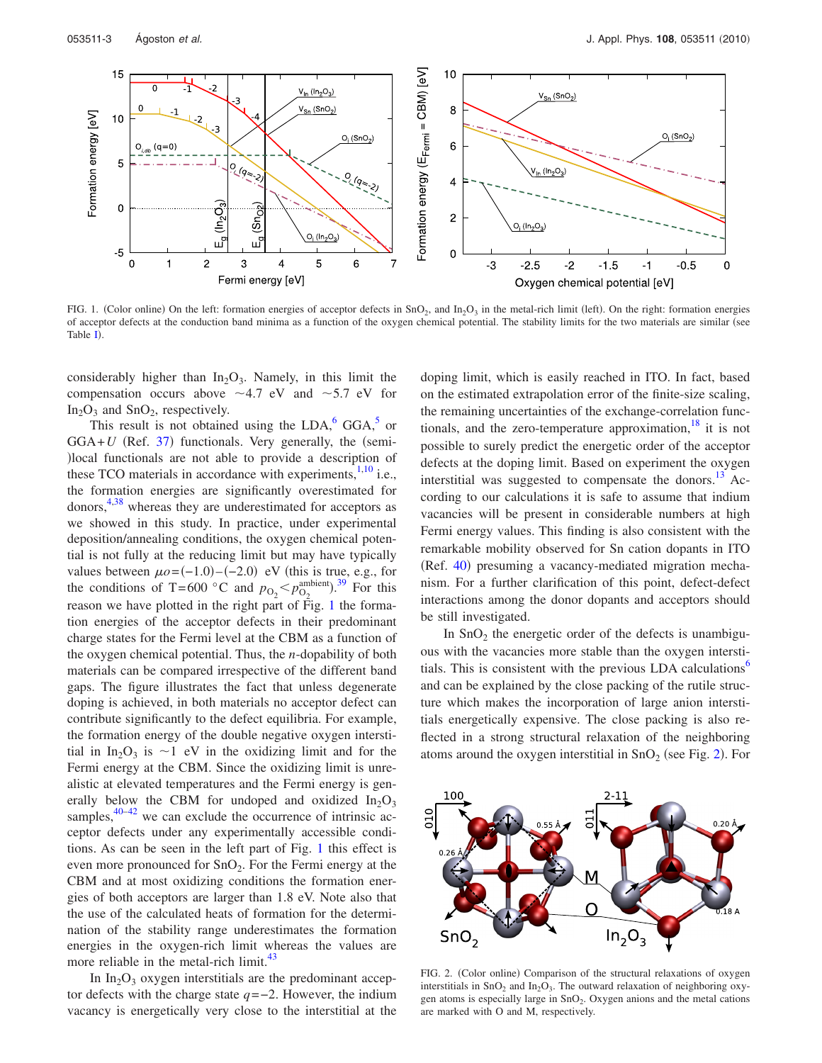FIG. 1. (Color online) On the left: formation energies of acceptor defects in $SnO_2$, and $In_2O_3$ in the metal-rich limit (left). On the right: formation energies of acceptor defects at the conduction band minima as a function of the oxygen chemical potential. The stability limits for the two materials are similar (see Table I).

considerably higher than $In_2O_3$. Namely, in this limit the compensation occurs above ~4.7 eV and ~5.7 eV for $In_2O_3$ and $SnO_2$, respectively.

This result is not obtained using the LDA,[6] GGA,[5] or GGA+$U$ (Ref. 37) functionals. Very generally, the (semi-)local functionals are not able to provide a description of these TCO materials in accordance with experiments,[1,10] i.e., the formation energies are significantly overestimated for donors,[4,38] whereas they are underestimated for acceptors as we showed in this study. In practice, under experimental deposition/annealing conditions, the oxygen chemical potential is not fully at the reducing limit but may have typically values between $\mu_O=(-1.0)-(-2.0)$ eV (this is true, e.g., for the conditions of T=600 °C and $p_{O_2}<p_{O_2}^{\text{ambient}}$).[39] For this reason we have plotted in the right part of Fig. 1 the formation energies of the acceptor defects in their predominant charge states for the Fermi level at the CBM as a function of the oxygen chemical potential. Thus, the $n$-dopability of both materials can be compared irrespective of the different band gaps. The figure illustrates the fact that unless degenerate doping is achieved, in both materials no acceptor defect can contribute significantly to the defect equilibria. For example, the formation energy of the double negative oxygen interstitial in $In_2O_3$ is ~1 eV in the oxidizing limit and for the Fermi energy at the CBM. Since the oxidizing limit is unrealistic at elevated temperatures and the Fermi energy is generally below the CBM for undoped and oxidized $In_2O_3$ samples,[40–42] we can exclude the occurrence of intrinsic acceptor defects under any experimentally accessible conditions. As can be seen in the left part of Fig. 1 this effect is even more pronounced for $SnO_2$. For the Fermi energy at the CBM and at most oxidizing conditions the formation energies of both acceptors are larger than 1.8 eV. Note also that the use of the calculated heats of formation for the determination of the stability range underestimates the formation energies in the oxygen-rich limit whereas the values are more reliable in the metal-rich limit.[43]

In $In_2O_3$ oxygen interstitials are the predominant acceptor defects with the charge state $q=-2$. However, the indium vacancy is energetically very close to the interstitial at the doping limit, which is easily reached in ITO. In fact, based on the estimated extrapolation error of the finite-size scaling, the remaining uncertainties of the exchange-correlation functionals, and the zero-temperature approximation,[18] it is not possible to surely predict the energetic order of the acceptor defects at the doping limit. Based on experiment the oxygen interstitial was suggested to compensate the donors.[13] According to our calculations it is safe to assume that indium vacancies will be present in considerable numbers at high Fermi energy values. This finding is also consistent with the remarkable mobility observed for Sn cation dopants in ITO (Ref. 40) presuming a vacancy-mediated migration mechanism. For a further clarification of this point, defect-defect interactions among the donor dopants and acceptors should be still investigated.

In $SnO_2$ the energetic order of the defects is unambiguous with the vacancies more stable than the oxygen interstitials. This is consistent with the previous LDA calculations[6] and can be explained by the close packing of the rutile structure which makes the incorporation of large anion interstitials energetically expensive. The close packing is also reflected in a strong structural relaxation of the neighboring atoms around the oxygen interstitial in $SnO_2$ (see Fig. 2). For

FIG. 2. (Color online) Comparison of the structural relaxations of oxygen interstitials in $SnO_2$ and $In_2O_3$. The outward relaxation of neighboring oxygen atoms is especially large in $SnO_2$. Oxygen anions and the metal cations are marked with O and M, respectively.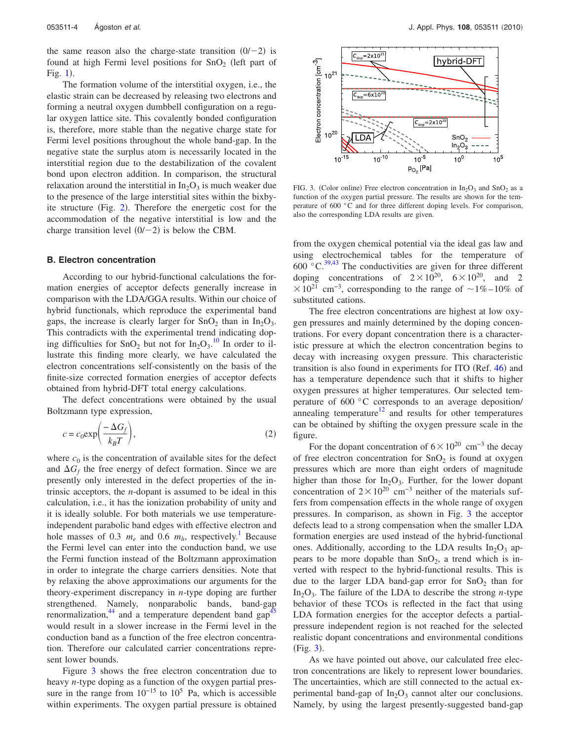the same reason also the charge-state transition $(0/-2)$ is found at high Fermi level positions for $SnO_2$ (left part of Fig. 1).

The formation volume of the interstitial oxygen, i.e., the elastic strain can be decreased by releasing two electrons and forming a neutral oxygen dumbbell configuration on a regular oxygen lattice site. This covalently bonded configuration is, therefore, more stable than the negative charge state for Fermi level positions throughout the whole band-gap. In the negative state the surplus atom is necessarily located in the interstitial region due to the destabilization of the covalent bond upon electron addition. In comparison, the structural relaxation around the interstitial in $In_2O_3$ is much weaker due to the presence of the large interstitial sites within the bixbyite structure (Fig. 2). Therefore the energetic cost for the accommodation of the negative interstitial is low and the charge transition level $(0/-2)$ is below the CBM.

### B. Electron concentration

According to our hybrid-functional calculations the formation energies of acceptor defects generally increase in comparison with the LDA/GGA results. Within our choice of hybrid functionals, which reproduce the experimental band gaps, the increase is clearly larger for $SnO_2$ than in $In_2O_3$. This contradicts with the experimental trend indicating doping difficulties for $SnO_2$ but not for $In_2O_3$.[10] In order to illustrate this finding more clearly, we have calculated the electron concentrations self-consistently on the basis of the finite-size corrected formation energies of acceptor defects obtained from hybrid-DFT total energy calculations.

The defect concentrations were obtained by the usual Boltzmann type expression,

$$c = c_0 \exp\left(\frac{-\Delta G_f}{k_B T}\right), \tag{2}$$

where $c_0$ is the concentration of available sites for the defect and $\Delta G_f$ the free energy of defect formation. Since we are presently only interested in the defect properties of the intrinsic acceptors, the $n$-dopant is assumed to be ideal in this calculation, i.e., it has the ionization probability of unity and it is ideally soluble. For both materials we use temperature-independent parabolic band edges with effective electron and hole masses of 0.3 $m_e$ and 0.6 $m_h$, respectively.[1] Because the Fermi level can enter into the conduction band, we use the Fermi function instead of the Boltzmann approximation in order to integrate the charge carriers densities. Note that by relaxing the above approximations our arguments for the theory-experiment discrepancy in $n$-type doping are further strengthened. Namely, nonparabolic bands, band-gap renormalization,[44] and a temperature dependent band gap[45] would result in a slower increase in the Fermi level in the conduction band as a function of the free electron concentration. Therefore our calculated carrier concentrations represent lower bounds.

Figure 3 shows the free electron concentration due to heavy $n$-type doping as a function of the oxygen partial pressure in the range from $10^{-15}$ to $10^{5}$ Pa, which is accessible within experiments. The oxygen partial pressure is obtained from the oxygen chemical potential via the ideal gas law and using electrochemical tables for the temperature of 600 °C.[39,43] The conductivities are given for three different doping concentrations of $2\times10^{20}$, $6\times10^{20}$, and $2\times10^{21}$ cm$^{-3}$, corresponding to the range of ~1%–10% of substituted cations.

FIG. 3. (Color online) Free electron concentration in $In_2O_3$ and $SnO_2$ as a function of the oxygen partial pressure. The results are shown for the temperature of 600 °C and for three different doping levels. For comparison, also the corresponding LDA results are given.

The free electron concentrations are highest at low oxygen pressures and mainly determined by the doping concentrations. For every dopant concentration there is a characteristic pressure at which the electron concentration begins to decay with increasing oxygen pressure. This characteristic transition is also found in experiments for ITO (Ref. 46) and has a temperature dependence such that it shifts to higher oxygen pressures at higher temperatures. Our selected temperature of 600 °C corresponds to an average deposition/annealing temperature[12] and results for other temperatures can be obtained by shifting the oxygen pressure scale in the figure.

For the dopant concentration of $6\times10^{20}$ cm$^{-3}$ the decay of free electron concentration for $SnO_2$ is found at oxygen pressures which are more than eight orders of magnitude higher than those for $In_2O_3$. Further, for the lower dopant concentration of $2\times10^{20}$ cm$^{-3}$ neither of the materials suffers from compensation effects in the whole range of oxygen pressures. In comparison, as shown in Fig. 3 the acceptor defects lead to a strong compensation when the smaller LDA formation energies are used instead of the hybrid-functional ones. Additionally, according to the LDA results $In_2O_3$ appears to be more dopable than $SnO_2$, a trend which is inverted with respect to the hybrid-functional results. This is due to the larger LDA band-gap error for $SnO_2$ than for $In_2O_3$. The failure of the LDA to describe the strong $n$-type behavior of these TCOs is reflected in the fact that using LDA formation energies for the acceptor defects a partial-pressure independent region is not reached for the selected realistic dopant concentrations and environmental conditions (Fig. 3).

As we have pointed out above, our calculated free electron concentrations are likely to represent lower boundaries. The uncertainties, which are still connected to the actual experimental band-gap of $In_2O_3$ cannot alter our conclusions. Namely, by using the largest presently-suggested band-gap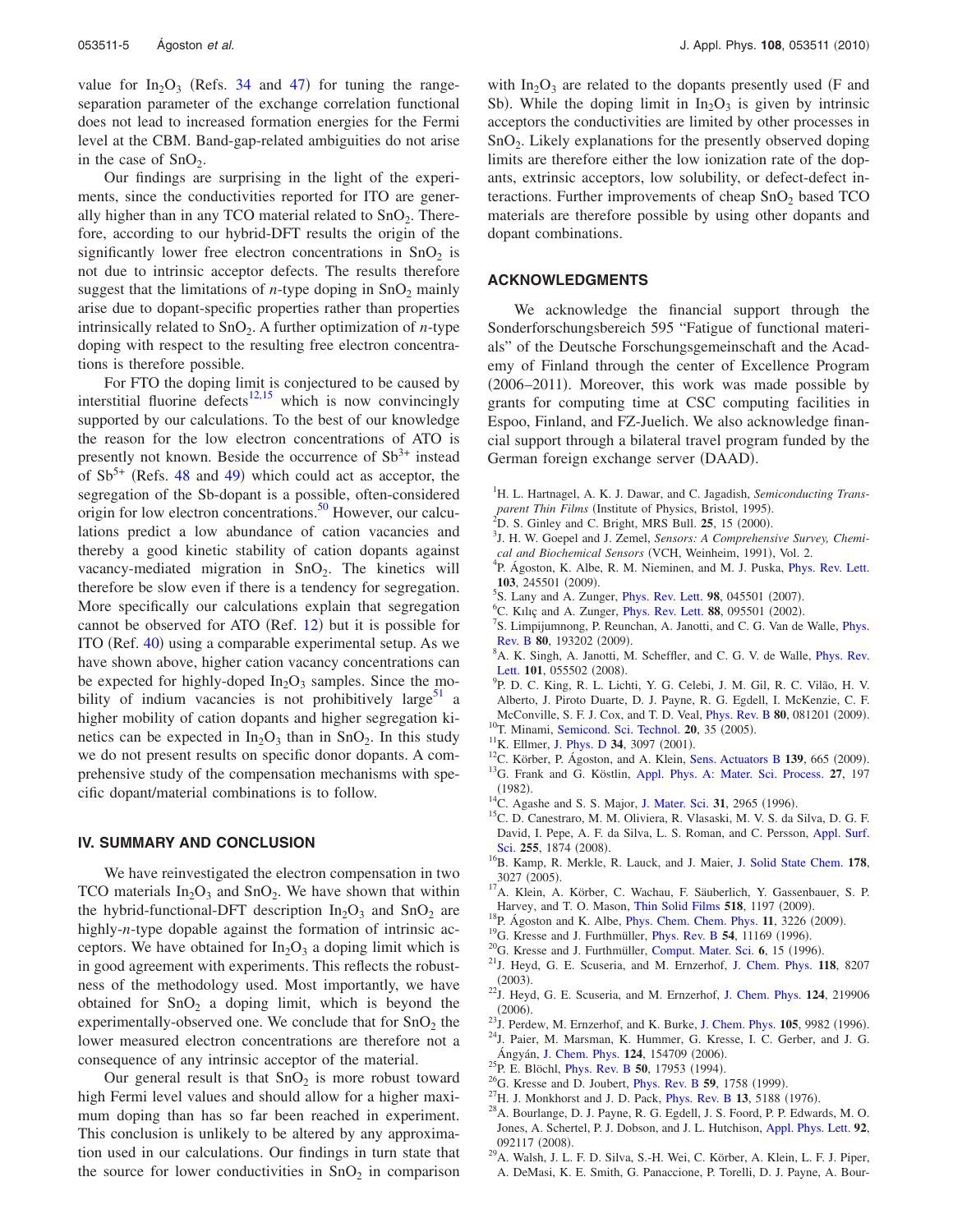value for $In_2O_3$ (Refs. 34 and 47) for tuning the range-separation parameter of the exchange correlation functional does not lead to increased formation energies for the Fermi level at the CBM. Band-gap-related ambiguities do not arise in the case of $SnO_2$.

Our findings are surprising in the light of the experiments, since the conductivities reported for ITO are generally higher than in any TCO material related to $SnO_2$. Therefore, according to our hybrid-DFT results the origin of the significantly lower free electron concentrations in $SnO_2$ is not due to intrinsic acceptor defects. The results therefore suggest that the limitations of *n*-type doping in $SnO_2$ mainly arise due to dopant-specific properties rather than properties intrinsically related to $SnO_2$. A further optimization of *n*-type doping with respect to the resulting free electron concentrations is therefore possible.

For FTO the doping limit is conjectured to be caused by interstitial fluorine defects[12,15] which is now convincingly supported by our calculations. To the best of our knowledge the reason for the low electron concentrations of ATO is presently not known. Beside the occurrence of $Sb^{3+}$ instead of $Sb^{5+}$ (Refs. 48 and 49) which could act as acceptor, the segregation of the Sb-dopant is a possible, often-considered origin for low electron concentrations.[50] However, our calculations predict a low abundance of cation vacancies and thereby a good kinetic stability of cation dopants against vacancy-mediated migration in $SnO_2$. The kinetics will therefore be slow even if there is a tendency for segregation. More specifically our calculations explain that segregation cannot be observed for ATO (Ref. 12) but it is possible for ITO (Ref. 40) using a comparable experimental setup. As we have shown above, higher cation vacancy concentrations can be expected for highly-doped $In_2O_3$ samples. Since the mobility of indium vacancies is not prohibitively large[51] a higher mobility of cation dopants and higher segregation kinetics can be expected in $In_2O_3$ than in $SnO_2$. In this study we do not present results on specific donor dopants. A comprehensive study of the compensation mechanisms with specific dopant/material combinations is to follow.

## IV. SUMMARY AND CONCLUSION

We have reinvestigated the electron compensation in two TCO materials $In_2O_3$ and $SnO_2$. We have shown that within the hybrid-functional-DFT description $In_2O_3$ and $SnO_2$ are highly-*n*-type dopable against the formation of intrinsic acceptors. We have obtained for $In_2O_3$ a doping limit which is in good agreement with experiments. This reflects the robustness of the methodology used. Most importantly, we have obtained for $SnO_2$ a doping limit, which is beyond the experimentally-observed one. We conclude that for $SnO_2$ the lower measured electron concentrations are therefore not a consequence of any intrinsic acceptor of the material.

Our general result is that $SnO_2$ is more robust toward high Fermi level values and should allow for a higher maximum doping than has so far been reached in experiment. This conclusion is unlikely to be altered by any approximation used in our calculations. Our findings in turn state that the source for lower conductivities in $SnO_2$ in comparison with $In_2O_3$ are related to the dopants presently used (F and Sb). While the doping limit in $In_2O_3$ is given by intrinsic acceptors the conductivities are limited by other processes in $SnO_2$. Likely explanations for the presently observed doping limits are therefore either the low ionization rate of the dopants, extrinsic acceptors, low solubility, or defect-defect interactions. Further improvements of cheap $SnO_2$ based TCO materials are therefore possible by using other dopants and dopant combinations.

## ACKNOWLEDGMENTS

We acknowledge the financial support through the Sonderforschungsbereich 595 "Fatigue of functional materials" of the Deutsche Forschungsgemeinschaft and the Academy of Finland through the center of Excellence Program (2006–2011). Moreover, this work was made possible by grants for computing time at CSC computing facilities in Espoo, Finland, and FZ-Juelich. We also acknowledge financial support through a bilateral travel program funded by the German foreign exchange server (DAAD).

[1] H. L. Hartnagel, A. K. J. Dawar, and C. Jagadish, *Semiconducting Transparent Thin Films* (Institute of Physics, Bristol, 1995).
[2] D. S. Ginley and C. Bright, MRS Bull. **25**, 15 (2000).
[3] J. H. W. Goepel and J. Zemel, *Sensors: A Comprehensive Survey, Chemical and Biochemical Sensors* (VCH, Weinheim, 1991), Vol. 2.
[4] P. Ágoston, K. Albe, R. M. Nieminen, and M. J. Puska, Phys. Rev. Lett. **103**, 245501 (2009).
[5] S. Lany and A. Zunger, Phys. Rev. Lett. **98**, 045501 (2007).
[6] C. Kılıç and A. Zunger, Phys. Rev. Lett. **88**, 095501 (2002).
[7] S. Limpijumnong, P. Reunchan, A. Janotti, and C. G. Van de Walle, Phys. Rev. B **80**, 193202 (2009).
[8] A. K. Singh, A. Janotti, M. Scheffler, and C. G. V. de Walle, Phys. Rev. Lett. **101**, 055502 (2008).
[9] P. D. C. King, R. L. Lichti, Y. G. Celebi, J. M. Gil, R. C. Vilão, H. V. Alberto, J. Piroto Duarte, D. J. Payne, R. G. Egdell, I. McKenzie, C. F. McConville, S. F. J. Cox, and T. D. Veal, Phys. Rev. B **80**, 081201 (2009).
[10] T. Minami, Semicond. Sci. Technol. **20**, 35 (2005).
[11] K. Ellmer, J. Phys. D **34**, 3097 (2001).
[12] C. Körber, P. Ágoston, and A. Klein, Sens. Actuators B **139**, 665 (2009).
[13] G. Frank and G. Köstlin, Appl. Phys. A: Mater. Sci. Process. **27**, 197 (1982).
[14] C. Agashe and S. S. Major, J. Mater. Sci. **31**, 2965 (1996).
[15] C. D. Canestraro, M. M. Oliviera, R. Vlasaski, M. V. S. da Silva, D. G. F. David, I. Pepe, A. F. da Silva, L. S. Roman, and C. Persson, Appl. Surf. Sci. **255**, 1874 (2008).
[16] B. Kamp, R. Merkle, R. Lauck, and J. Maier, J. Solid State Chem. **178**, 3027 (2005).
[17] A. Klein, A. Körber, C. Wachau, F. Säuberlich, Y. Gassenbauer, S. P. Harvey, and T. O. Mason, Thin Solid Films **518**, 1197 (2009).
[18] P. Ágoston and K. Albe, Phys. Chem. Chem. Phys. **11**, 3226 (2009).
[19] G. Kresse and J. Furthmüller, Phys. Rev. B **54**, 11169 (1996).
[20] G. Kresse and J. Furthmüller, Comput. Mater. Sci. **6**, 15 (1996).
[21] J. Heyd, G. E. Scuseria, and M. Ernzerhof, J. Chem. Phys. **118**, 8207 (2003).
[22] J. Heyd, G. E. Scuseria, and M. Ernzerhof, J. Chem. Phys. **124**, 219906 (2006).
[23] J. Perdew, M. Ernzerhof, and K. Burke, J. Chem. Phys. **105**, 9982 (1996).
[24] J. Paier, M. Marsman, K. Hummer, G. Kresse, I. C. Gerber, and J. G. Ángyán, J. Chem. Phys. **124**, 154709 (2006).
[25] P. E. Blöchl, Phys. Rev. B **50**, 17953 (1994).
[26] G. Kresse and D. Joubert, Phys. Rev. B **59**, 1758 (1999).
[27] H. J. Monkhorst and J. D. Pack, Phys. Rev. B **13**, 5188 (1976).
[28] A. Bourlange, D. J. Payne, R. G. Egdell, J. S. Foord, P. P. Edwards, M. O. Jones, A. Schertel, P. J. Dobson, and J. L. Hutchison, Appl. Phys. Lett. **92**, 092117 (2008).
[29] A. Walsh, J. L. F. D. Silva, S.-H. Wei, C. Körber, A. Klein, L. F. J. Piper, A. DeMasi, K. E. Smith, G. Panaccione, P. Torelli, D. J. Payne, A. Bour-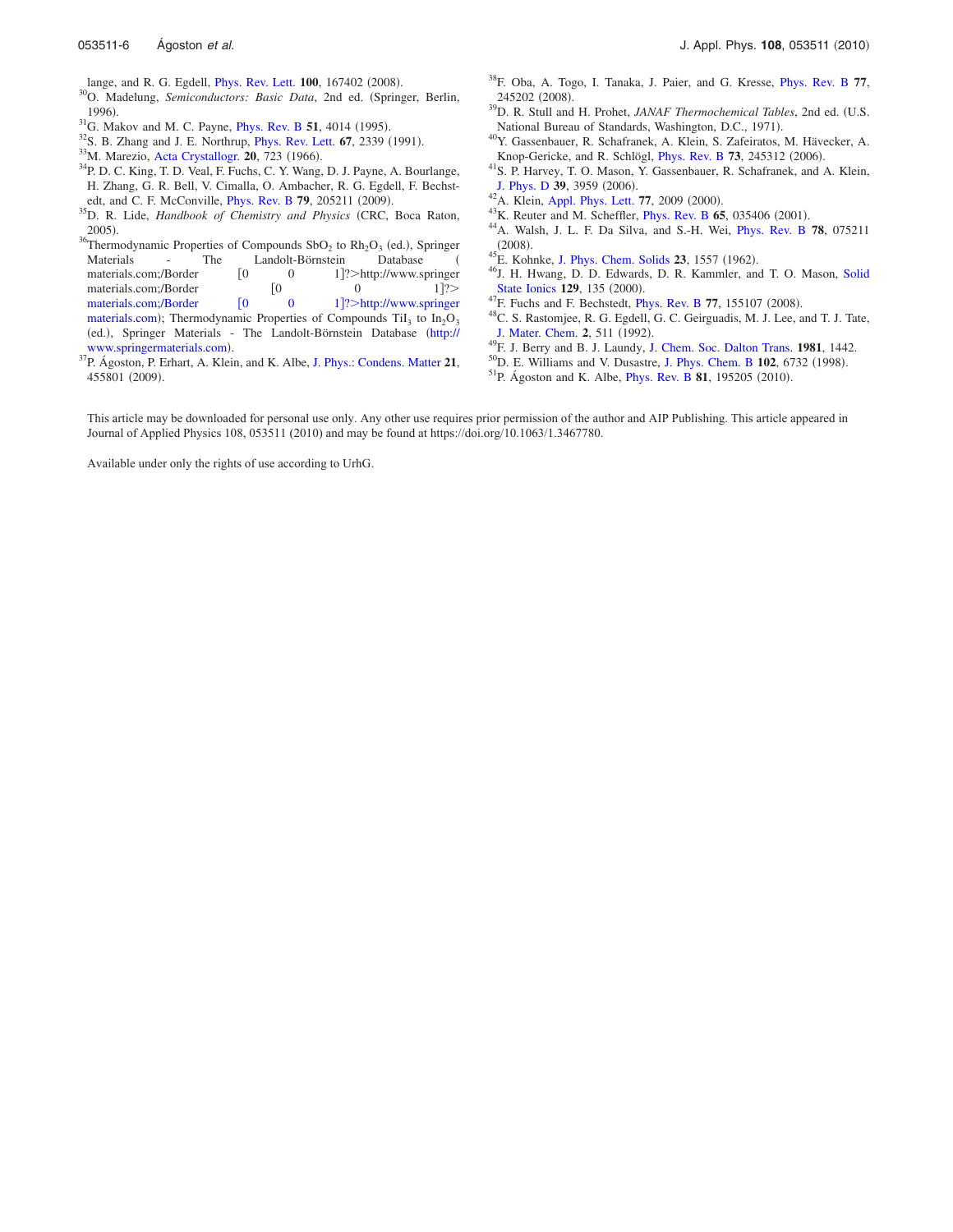lange, and R. G. Egdell, Phys. Rev. Lett. **100**, 167402 (2008).

[30] O. Madelung, *Semiconductors: Basic Data*, 2nd ed. (Springer, Berlin, 1996).

[31] G. Makov and M. C. Payne, Phys. Rev. B **51**, 4014 (1995).

[32] S. B. Zhang and J. E. Northrup, Phys. Rev. Lett. **67**, 2339 (1991).

[33] M. Marezio, Acta Crystallogr. **20**, 723 (1966).

[34] P. D. C. King, T. D. Veal, F. Fuchs, C. Y. Wang, D. J. Payne, A. Bourlange, H. Zhang, G. R. Bell, V. Cimalla, O. Ambacher, R. G. Egdell, F. Bechstedt, and C. F. McConville, Phys. Rev. B **79**, 205211 (2009).

[35] D. R. Lide, *Handbook of Chemistry and Physics* (CRC, Boca Raton, 2005).

[36] Thermodynamic Properties of Compounds $SbO_2$ to $Rh_2O_3$ (ed.), Springer Materials - The Landolt-Börnstein Database ( materials.com;/Border [0 0 1]?>http://www.springer materials.com;/Border [0 0 1]?> materials.com;/Border [0 0 1]?>http://www.springer materials.com); Thermodynamic Properties of Compounds $TiI_3$ to $In_2O_3$ (ed.), Springer Materials - The Landolt-Börnstein Database (http://www.springermaterials.com).

[37] P. Ágoston, P. Erhart, A. Klein, and K. Albe, J. Phys.: Condens. Matter **21**, 455801 (2009).

[38] F. Oba, A. Togo, I. Tanaka, J. Paier, and G. Kresse, Phys. Rev. B **77**, 245202 (2008).

[39] D. R. Stull and H. Prohet, *JANAF Thermochemical Tables*, 2nd ed. (U.S. National Bureau of Standards, Washington, D.C., 1971).

[40] Y. Gassenbauer, R. Schafranek, A. Klein, S. Zafeiratos, M. Hävecker, A. Knop-Gericke, and R. Schlögl, Phys. Rev. B **73**, 245312 (2006).

[41] S. P. Harvey, T. O. Mason, Y. Gassenbauer, R. Schafranek, and A. Klein, J. Phys. D **39**, 3959 (2006).

[42] A. Klein, Appl. Phys. Lett. **77**, 2009 (2000).

[43] K. Reuter and M. Scheffler, Phys. Rev. B **65**, 035406 (2001).

[44] A. Walsh, J. L. F. Da Silva, and S.-H. Wei, Phys. Rev. B **78**, 075211 (2008).

[45] E. Kohnke, J. Phys. Chem. Solids **23**, 1557 (1962).

[46] J. H. Hwang, D. D. Edwards, D. R. Kammler, and T. O. Mason, Solid State Ionics **129**, 135 (2000).

[47] F. Fuchs and F. Bechstedt, Phys. Rev. B **77**, 155107 (2008).

[48] C. S. Rastomjee, R. G. Egdell, G. C. Geirguadis, M. J. Lee, and T. J. Tate, J. Mater. Chem. **2**, 511 (1992).

[49] F. J. Berry and B. J. Laundy, J. Chem. Soc. Dalton Trans. **1981**, 1442.

[50] D. E. Williams and V. Dusastre, J. Phys. Chem. B **102**, 6732 (1998).

[51] P. Ágoston and K. Albe, Phys. Rev. B **81**, 195205 (2010).

This article may be downloaded for personal use only. Any other use requires prior permission of the author and AIP Publishing. This article appeared in Journal of Applied Physics 108, 053511 (2010) and may be found at https://doi.org/10.1063/1.3467780.

Available under only the rights of use according to UrhG.